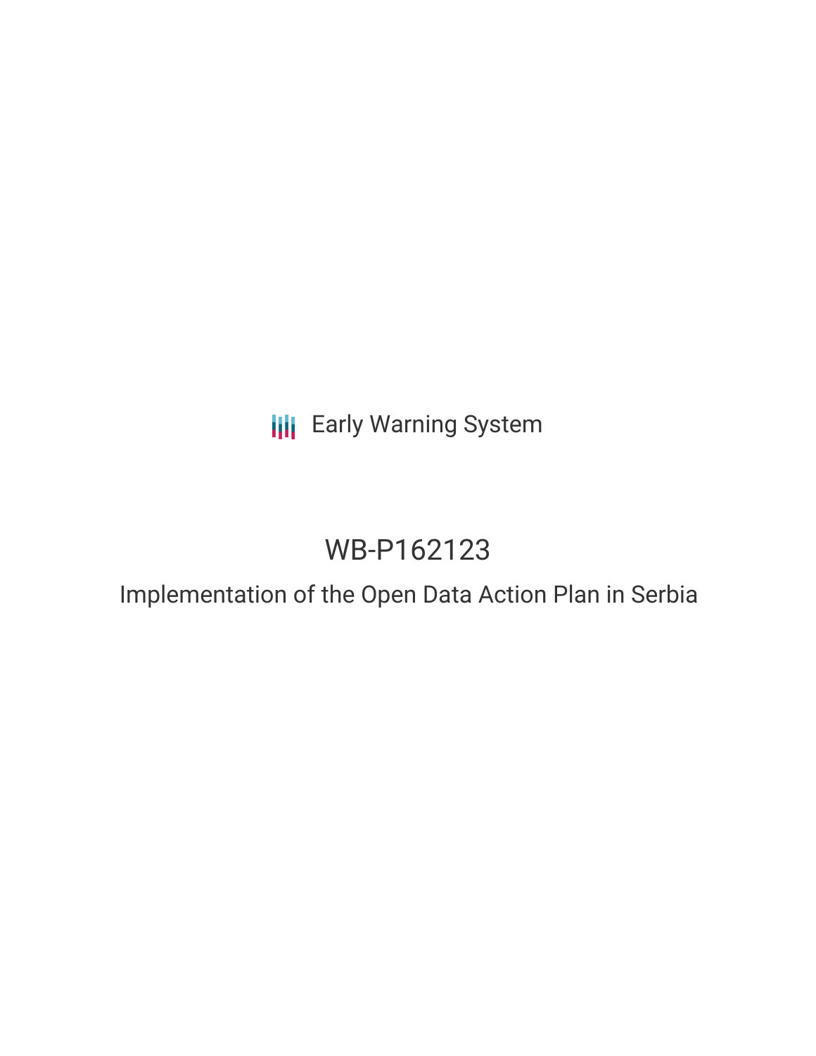Early Warning System

# WB-P162123

## Implementation of the Open Data Action Plan in Serbia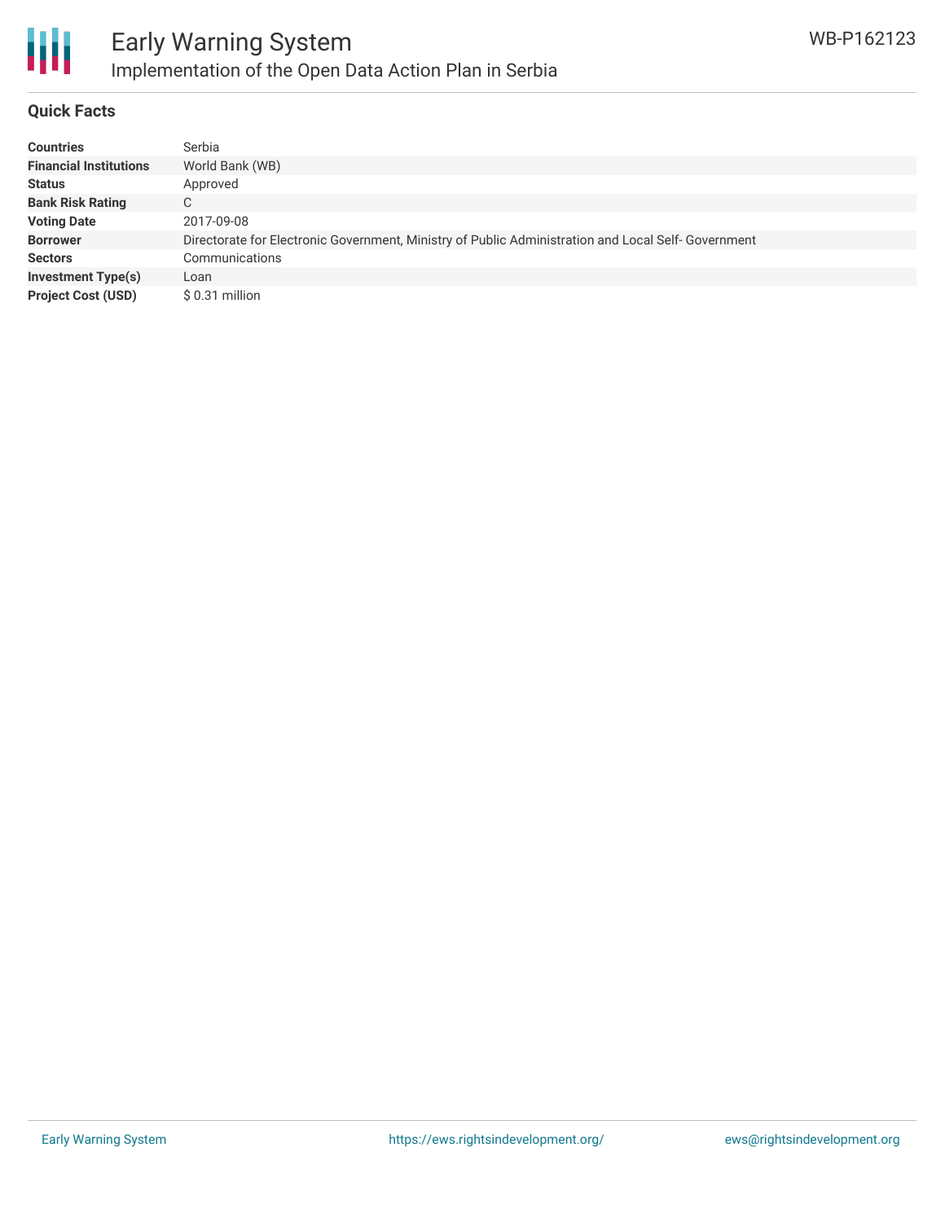# Early Warning System

## Implementation of the Open Data Action Plan in Serbia

WB-P162123

### Quick Facts

| | |
|---|---|
| **Countries** | Serbia |
| **Financial Institutions** | World Bank (WB) |
| **Status** | Approved |
| **Bank Risk Rating** | C |
| **Voting Date** | 2017-09-08 |
| **Borrower** | Directorate for Electronic Government, Ministry of Public Administration and Local Self- Government |
| **Sectors** | Communications |
| **Investment Type(s)** | Loan |
| **Project Cost (USD)** | $ 0.31 million |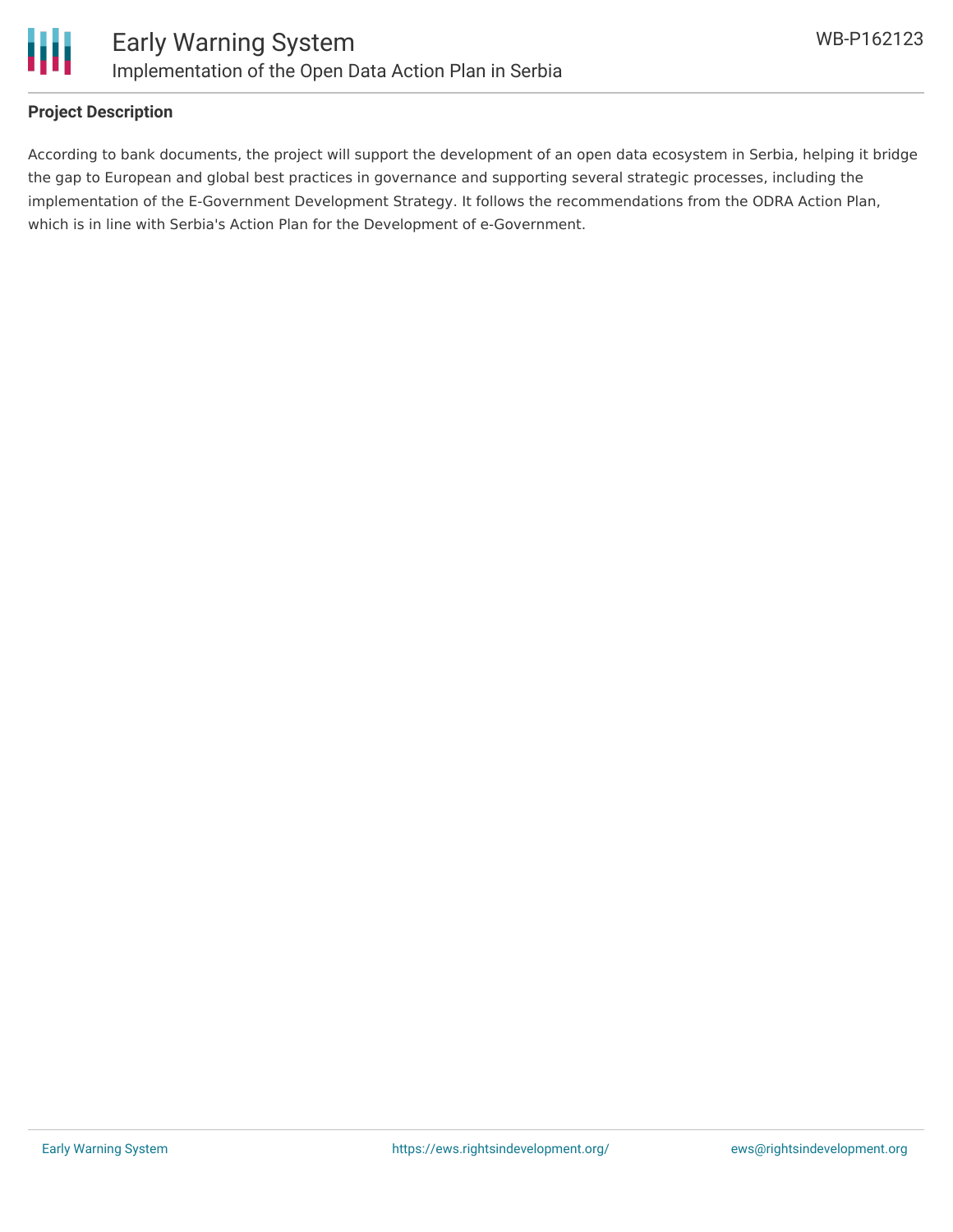**Project Description**

According to bank documents, the project will support the development of an open data ecosystem in Serbia, helping it bridge the gap to European and global best practices in governance and supporting several strategic processes, including the implementation of the E-Government Development Strategy. It follows the recommendations from the ODRA Action Plan, which is in line with Serbia's Action Plan for the Development of e-Government.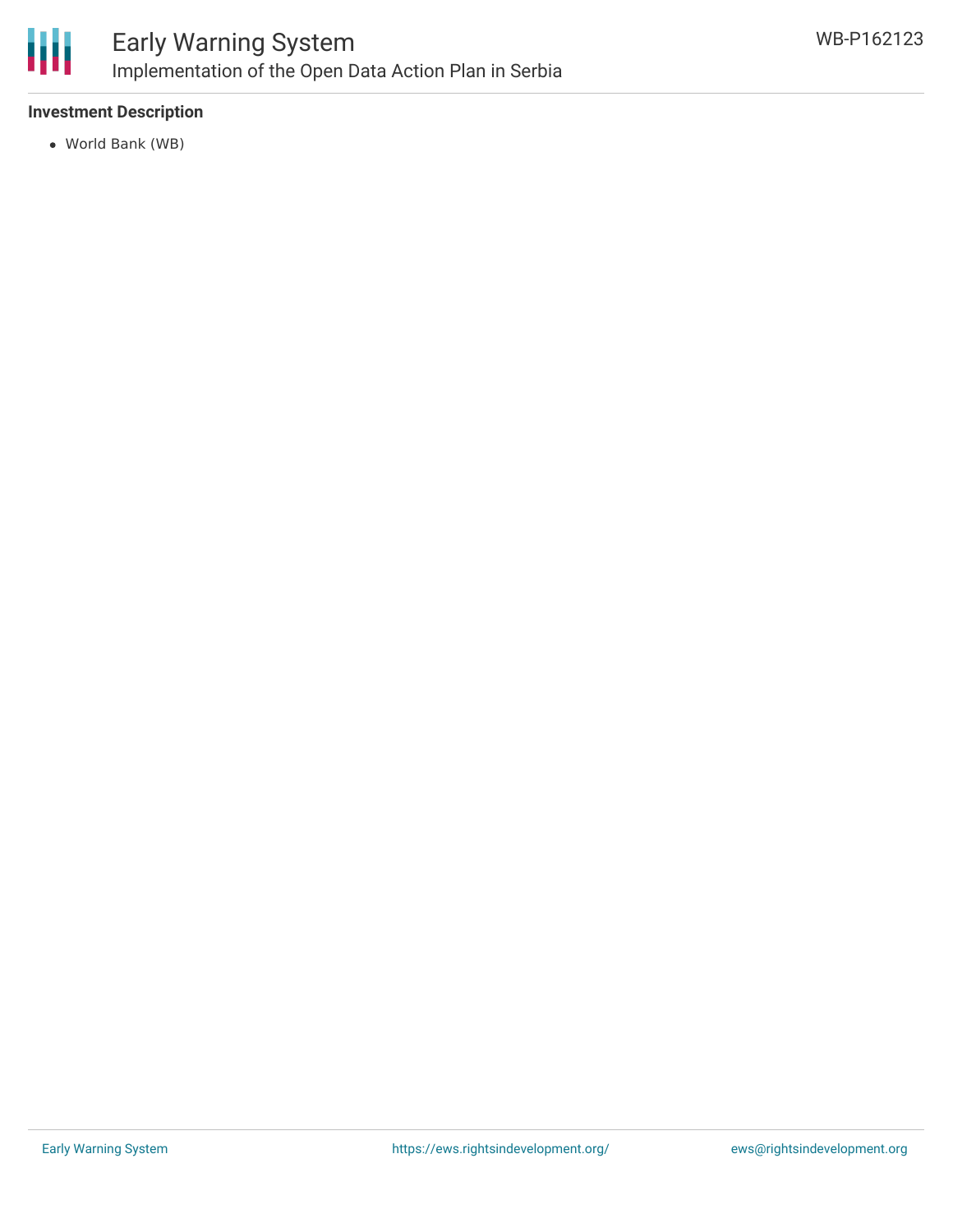### Investment Description

- World Bank (WB)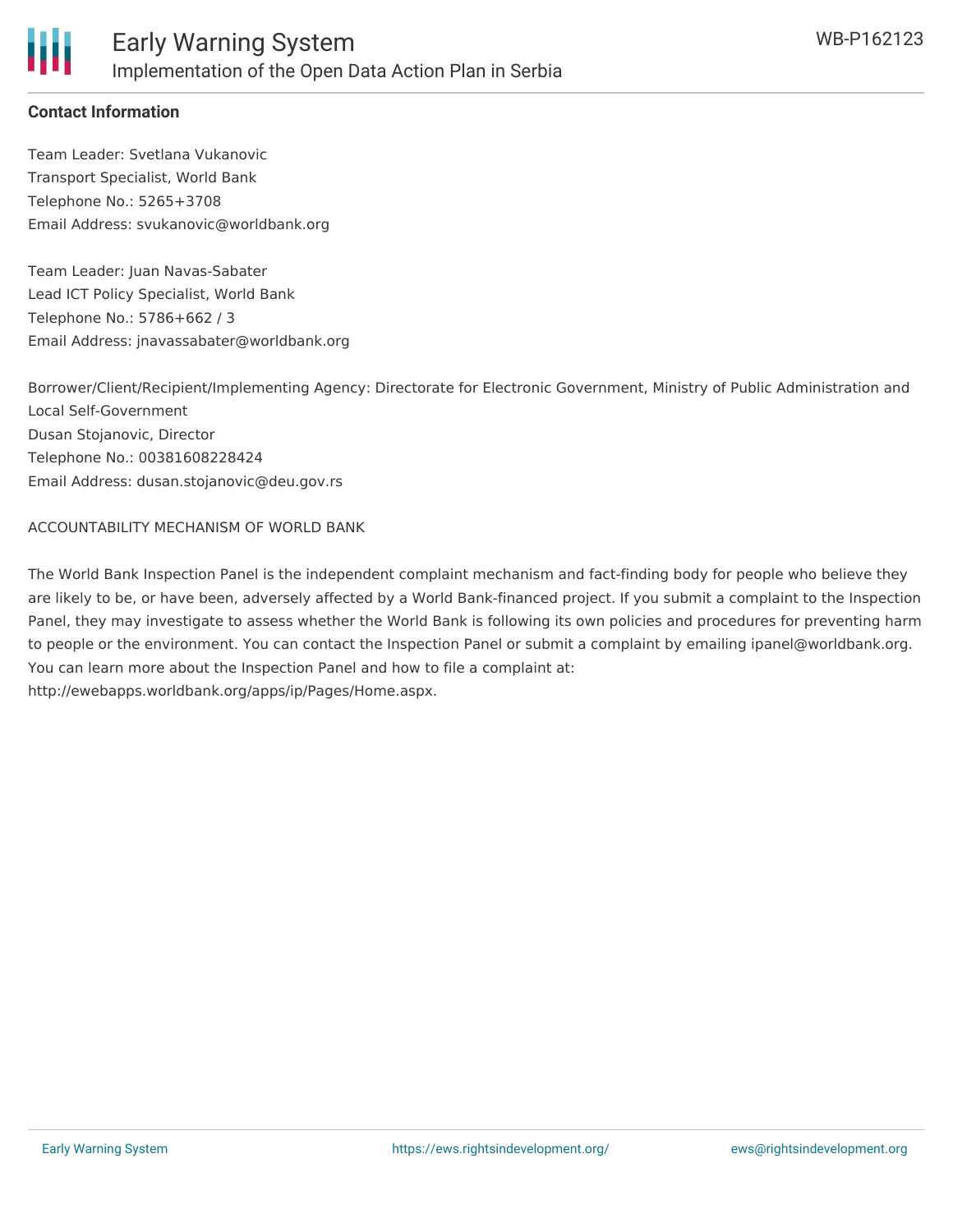**Contact Information**

Team Leader: Svetlana Vukanovic
Transport Specialist, World Bank
Telephone No.: 5265+3708
Email Address: svukanovic@worldbank.org

Team Leader: Juan Navas-Sabater
Lead ICT Policy Specialist, World Bank
Telephone No.: 5786+662 / 3
Email Address: jnavassabater@worldbank.org

Borrower/Client/Recipient/Implementing Agency: Directorate for Electronic Government, Ministry of Public Administration and Local Self-Government
Dusan Stojanovic, Director
Telephone No.: 00381608228424
Email Address: dusan.stojanovic@deu.gov.rs

ACCOUNTABILITY MECHANISM OF WORLD BANK

The World Bank Inspection Panel is the independent complaint mechanism and fact-finding body for people who believe they are likely to be, or have been, adversely affected by a World Bank-financed project. If you submit a complaint to the Inspection Panel, they may investigate to assess whether the World Bank is following its own policies and procedures for preventing harm to people or the environment. You can contact the Inspection Panel or submit a complaint by emailing ipanel@worldbank.org. You can learn more about the Inspection Panel and how to file a complaint at: http://ewebapps.worldbank.org/apps/ip/Pages/Home.aspx.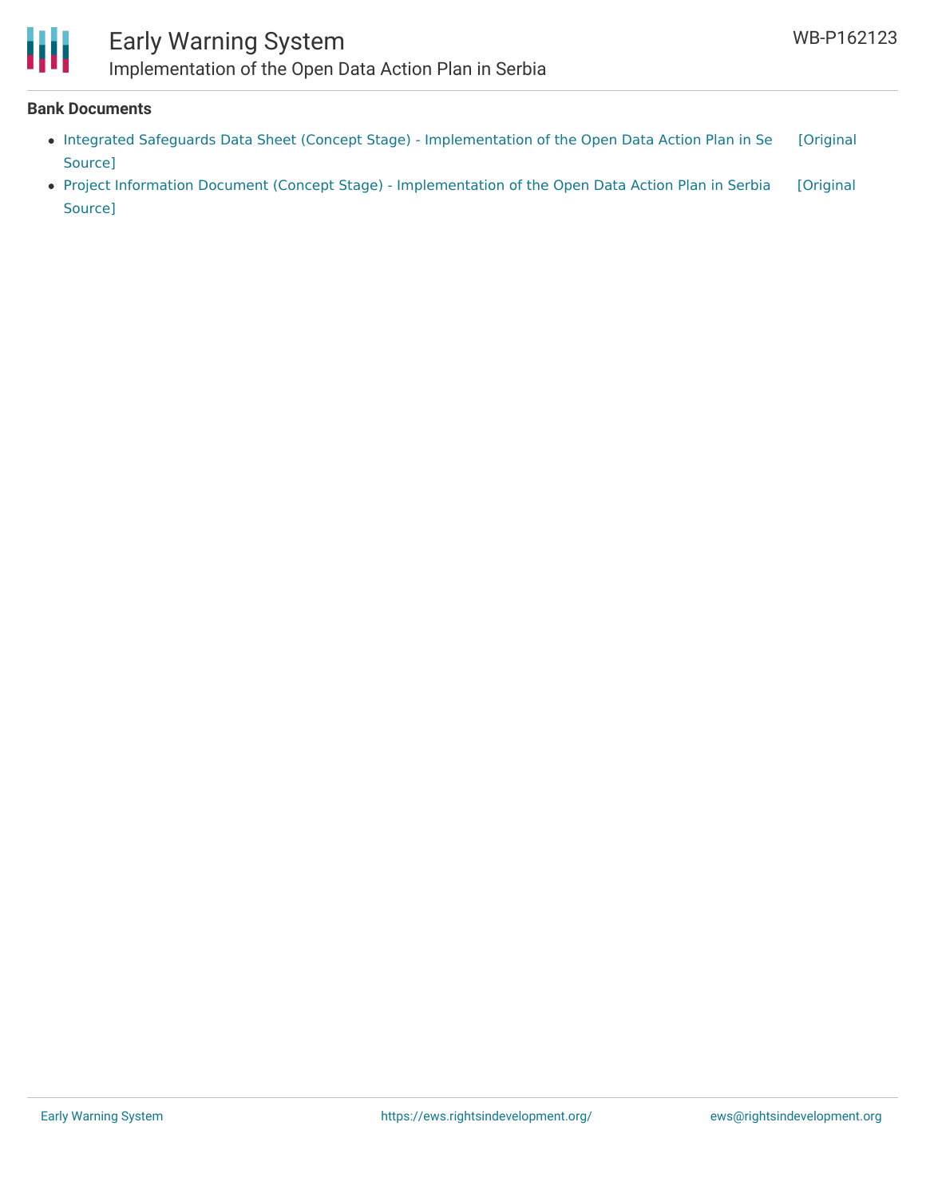## Bank Documents

- Integrated Safeguards Data Sheet (Concept Stage) - Implementation of the Open Data Action Plan in Se [Original Source]
- Project Information Document (Concept Stage) - Implementation of the Open Data Action Plan in Serbia [Original Source]